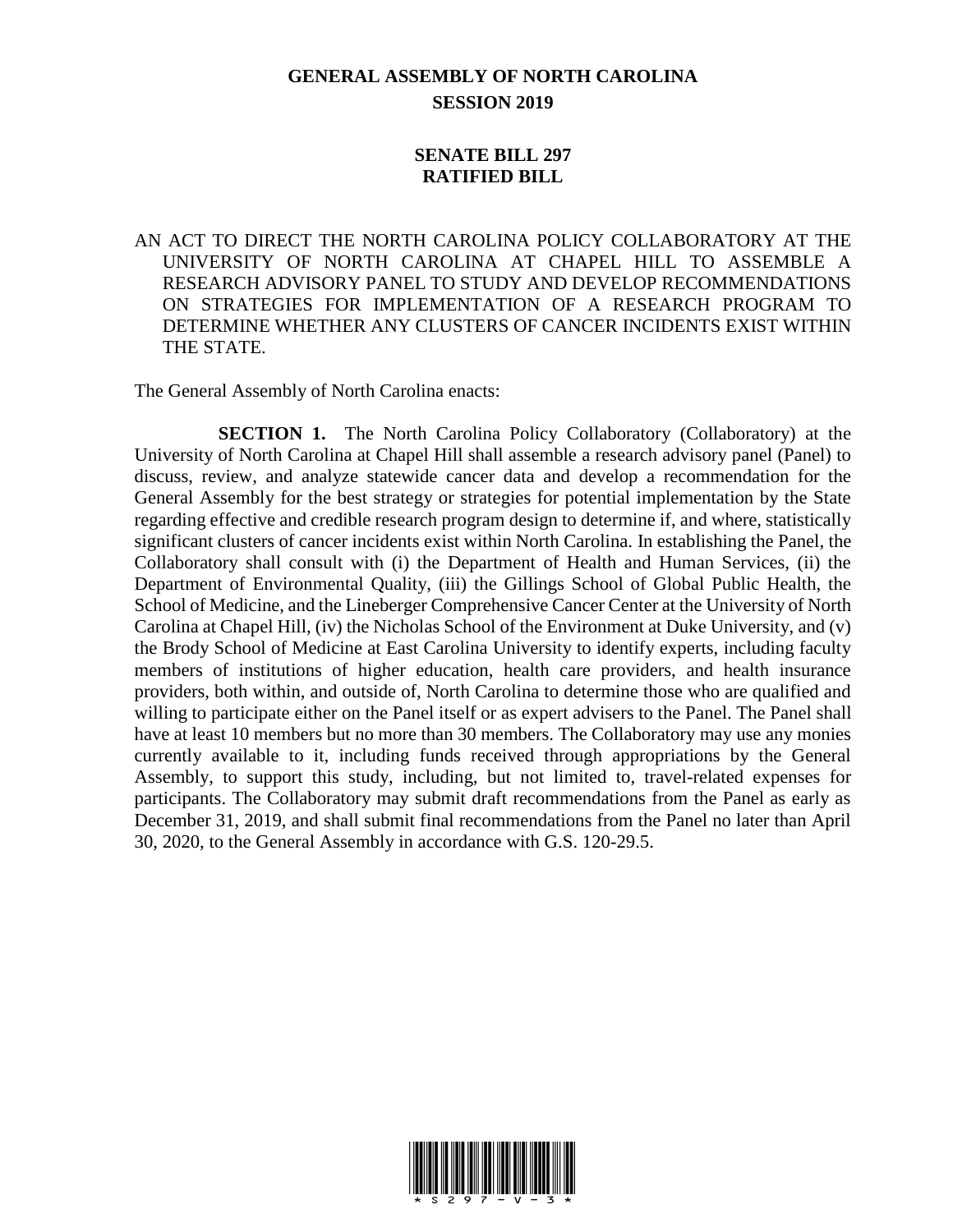# GENERAL ASSEMBLY OF NORTH CAROLINA
## SESSION 2019

## SENATE BILL 297
## RATIFIED BILL

AN ACT TO DIRECT THE NORTH CAROLINA POLICY COLLABORATORY AT THE UNIVERSITY OF NORTH CAROLINA AT CHAPEL HILL TO ASSEMBLE A RESEARCH ADVISORY PANEL TO STUDY AND DEVELOP RECOMMENDATIONS ON STRATEGIES FOR IMPLEMENTATION OF A RESEARCH PROGRAM TO DETERMINE WHETHER ANY CLUSTERS OF CANCER INCIDENTS EXIST WITHIN THE STATE.

The General Assembly of North Carolina enacts:

**SECTION 1.** The North Carolina Policy Collaboratory (Collaboratory) at the University of North Carolina at Chapel Hill shall assemble a research advisory panel (Panel) to discuss, review, and analyze statewide cancer data and develop a recommendation for the General Assembly for the best strategy or strategies for potential implementation by the State regarding effective and credible research program design to determine if, and where, statistically significant clusters of cancer incidents exist within North Carolina. In establishing the Panel, the Collaboratory shall consult with (i) the Department of Health and Human Services, (ii) the Department of Environmental Quality, (iii) the Gillings School of Global Public Health, the School of Medicine, and the Lineberger Comprehensive Cancer Center at the University of North Carolina at Chapel Hill, (iv) the Nicholas School of the Environment at Duke University, and (v) the Brody School of Medicine at East Carolina University to identify experts, including faculty members of institutions of higher education, health care providers, and health insurance providers, both within, and outside of, North Carolina to determine those who are qualified and willing to participate either on the Panel itself or as expert advisers to the Panel. The Panel shall have at least 10 members but no more than 30 members. The Collaboratory may use any monies currently available to it, including funds received through appropriations by the General Assembly, to support this study, including, but not limited to, travel-related expenses for participants. The Collaboratory may submit draft recommendations from the Panel as early as December 31, 2019, and shall submit final recommendations from the Panel no later than April 30, 2020, to the General Assembly in accordance with G.S. 120-29.5.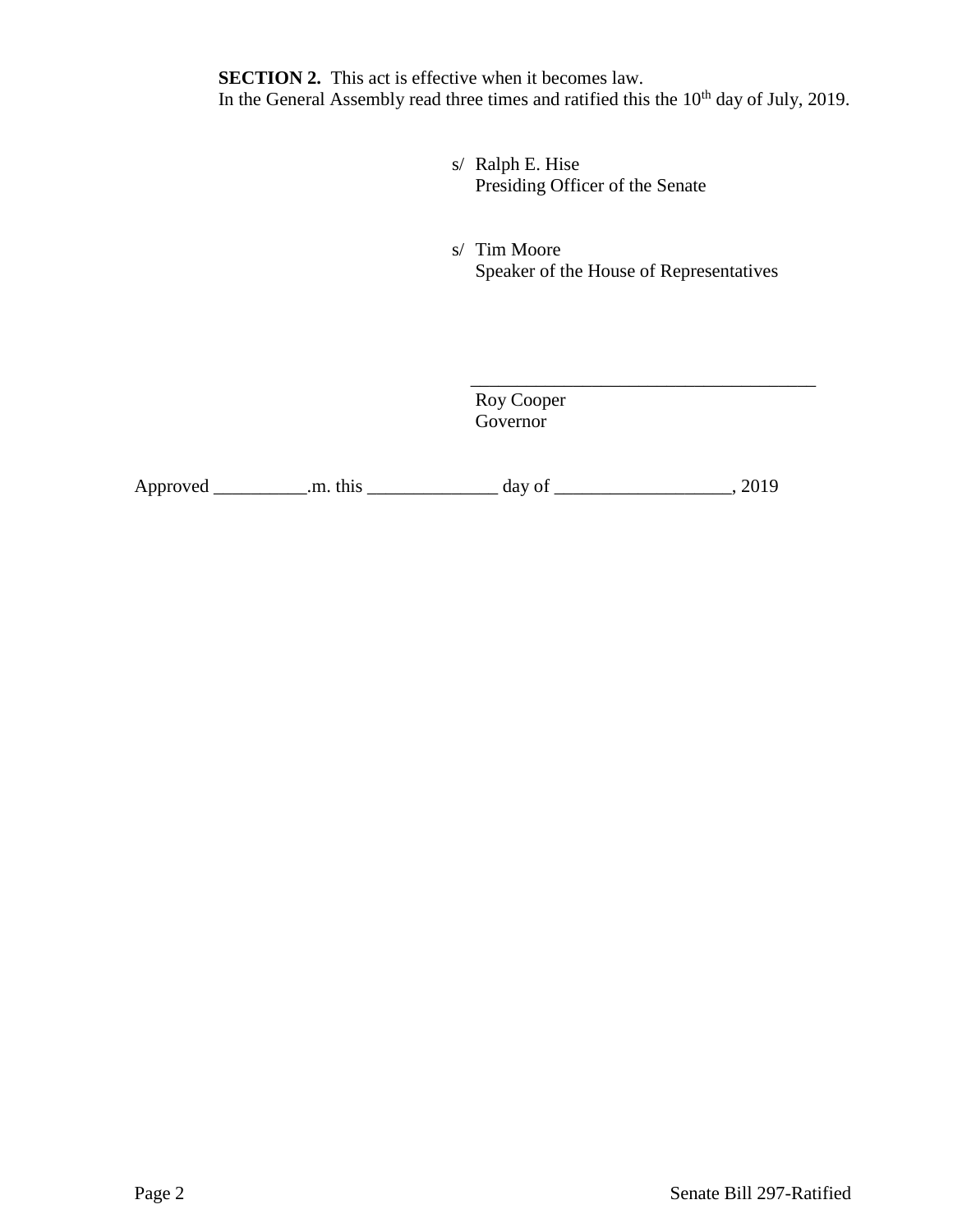**SECTION 2.** This act is effective when it becomes law.

In the General Assembly read three times and ratified this the 10th day of July, 2019.

s/ Ralph E. Hise
Presiding Officer of the Senate

s/ Tim Moore
Speaker of the House of Representatives

_____________________________________
Roy Cooper
Governor

Approved __________.m. this ______________ day of ___________________, 2019